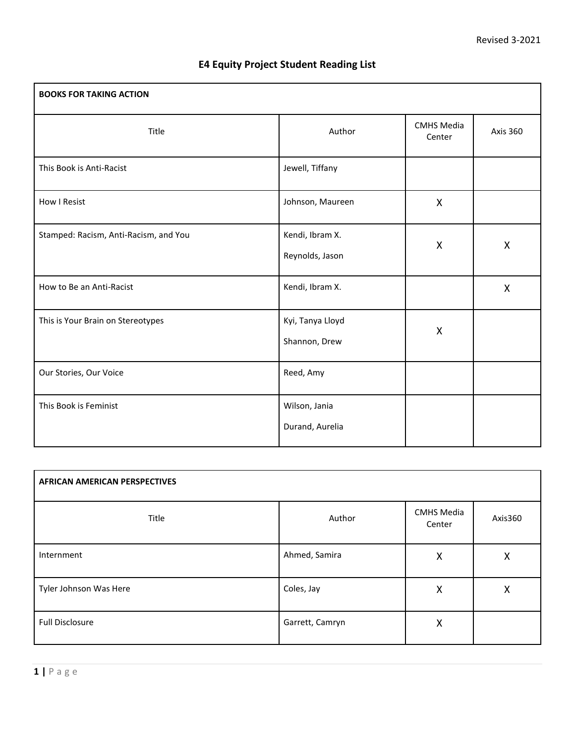# E4 Equity Project Student Reading List

| BOOKS FOR TAKING ACTION | | | |
|---|---|---|---|
| Title | Author | CMHS Media Center | Axis 360 |
| This Book is Anti-Racist | Jewell, Tiffany | | |
| How I Resist | Johnson, Maureen | X | |
| Stamped: Racism, Anti-Racism, and You | Kendi, Ibram X.<br>Reynolds, Jason | X | X |
| How to Be an Anti-Racist | Kendi, Ibram X. | | X |
| This is Your Brain on Stereotypes | Kyi, Tanya Lloyd<br>Shannon, Drew | X | |
| Our Stories, Our Voice | Reed, Amy | | |
| This Book is Feminist | Wilson, Jania<br>Durand, Aurelia | | |

| AFRICAN AMERICAN PERSPECTIVES | | | |
|---|---|---|---|
| Title | Author | CMHS Media Center | Axis360 |
| Internment | Ahmed, Samira | X | X |
| Tyler Johnson Was Here | Coles, Jay | X | X |
| Full Disclosure | Garrett, Camryn | X | |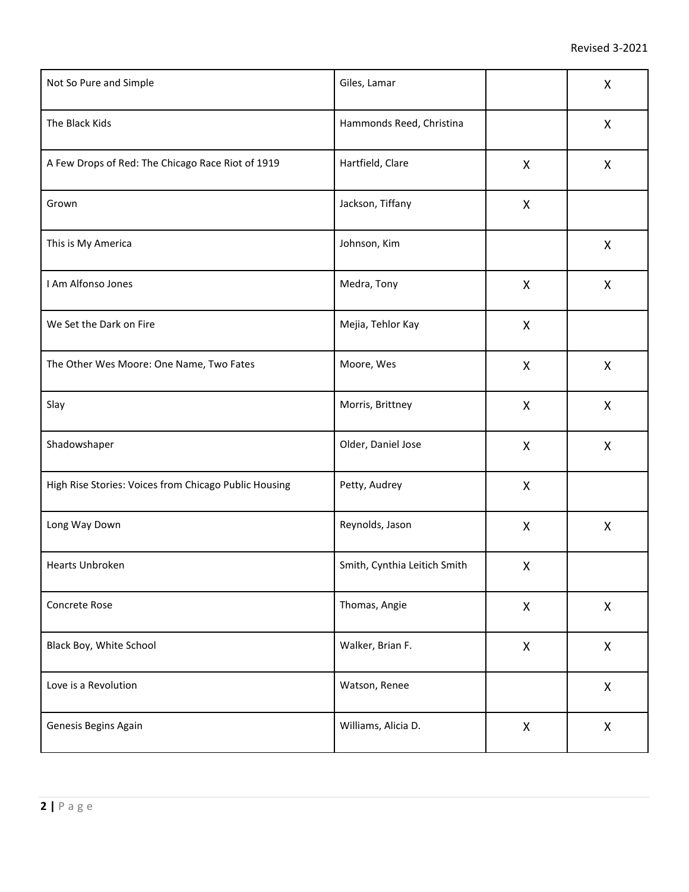| | | | |
|---|---|---|---|
| Not So Pure and Simple | Giles, Lamar | | X |
| The Black Kids | Hammonds Reed, Christina | | X |
| A Few Drops of Red: The Chicago Race Riot of 1919 | Hartfield, Clare | X | X |
| Grown | Jackson, Tiffany | X | |
| This is My America | Johnson, Kim | | X |
| I Am Alfonso Jones | Medra, Tony | X | X |
| We Set the Dark on Fire | Mejia, Tehlor Kay | X | |
| The Other Wes Moore: One Name, Two Fates | Moore, Wes | X | X |
| Slay | Morris, Brittney | X | X |
| Shadowshaper | Older, Daniel Jose | X | X |
| High Rise Stories: Voices from Chicago Public Housing | Petty, Audrey | X | |
| Long Way Down | Reynolds, Jason | X | X |
| Hearts Unbroken | Smith, Cynthia Leitich Smith | X | |
| Concrete Rose | Thomas, Angie | X | X |
| Black Boy, White School | Walker, Brian F. | X | X |
| Love is a Revolution | Watson, Renee | | X |
| Genesis Begins Again | Williams, Alicia D. | X | X |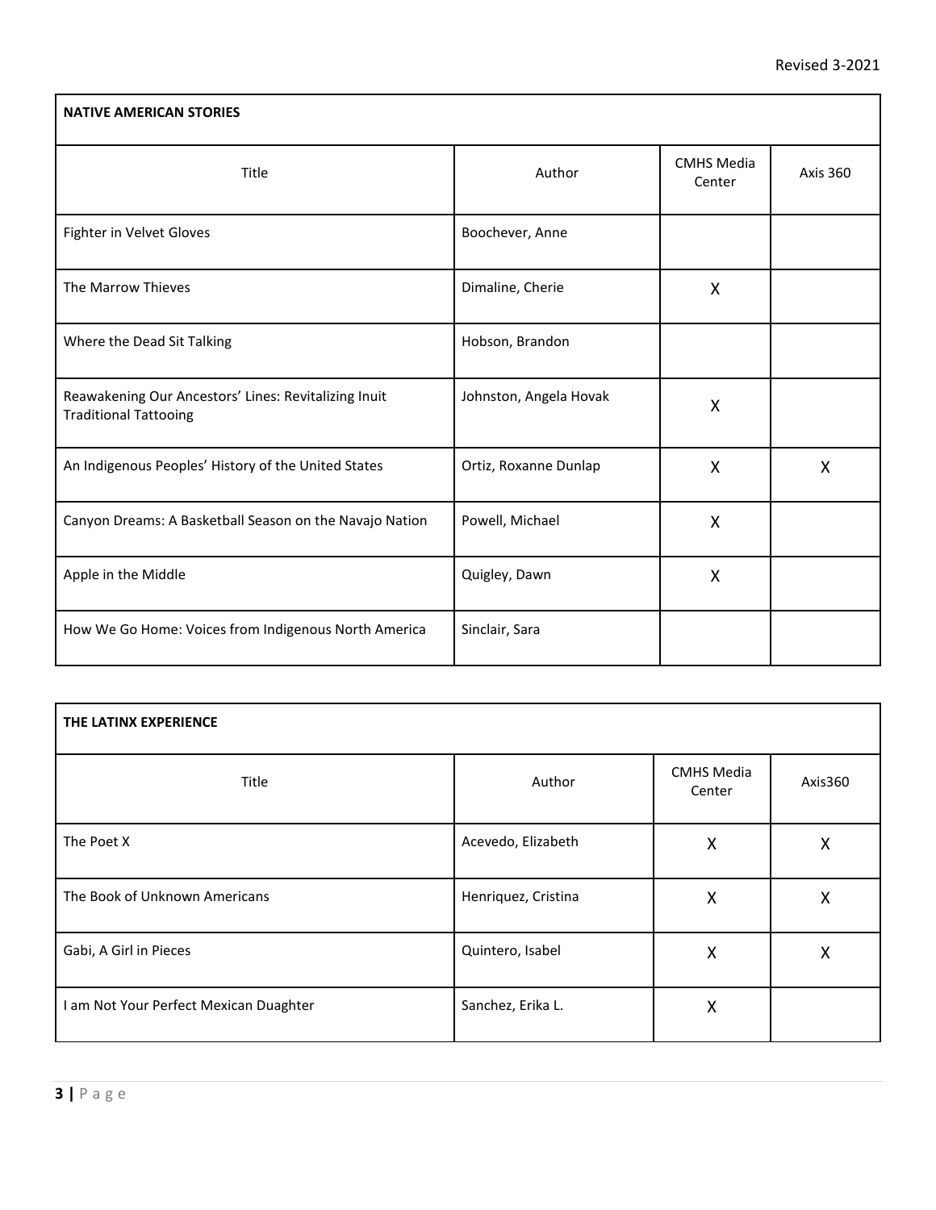| NATIVE AMERICAN STORIES | | | |
|---|---|---|---|
| Title | Author | CMHS Media Center | Axis 360 |
| Fighter in Velvet Gloves | Boochever, Anne | | |
| The Marrow Thieves | Dimaline, Cherie | X | |
| Where the Dead Sit Talking | Hobson, Brandon | | |
| Reawakening Our Ancestors' Lines: Revitalizing Inuit Traditional Tattooing | Johnston, Angela Hovak | X | |
| An Indigenous Peoples' History of the United States | Ortiz, Roxanne Dunlap | X | X |
| Canyon Dreams: A Basketball Season on the Navajo Nation | Powell, Michael | X | |
| Apple in the Middle | Quigley, Dawn | X | |
| How We Go Home: Voices from Indigenous North America | Sinclair, Sara | | |

| THE LATINX EXPERIENCE | | | |
|---|---|---|---|
| Title | Author | CMHS Media Center | Axis360 |
| The Poet X | Acevedo, Elizabeth | X | X |
| The Book of Unknown Americans | Henriquez, Cristina | X | X |
| Gabi, A Girl in Pieces | Quintero, Isabel | X | X |
| I am Not Your Perfect Mexican Duaghter | Sanchez, Erika L. | X | |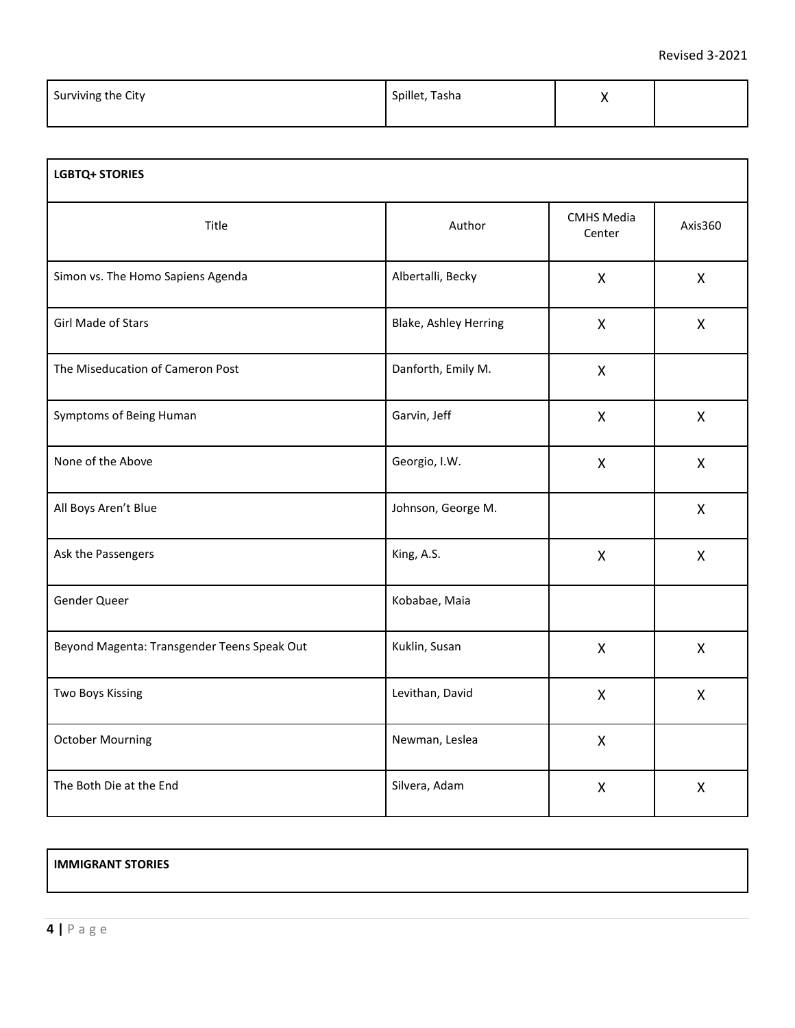| Surviving the City | Spillet, Tasha | X | |
|---|---|---|---|

**LGBTQ+ STORIES**

| Title | Author | CMHS Media Center | Axis360 |
|---|---|---|---|
| Simon vs. The Homo Sapiens Agenda | Albertalli, Becky | X | X |
| Girl Made of Stars | Blake, Ashley Herring | X | X |
| The Miseducation of Cameron Post | Danforth, Emily M. | X | |
| Symptoms of Being Human | Garvin, Jeff | X | X |
| None of the Above | Georgio, I.W. | X | X |
| All Boys Aren't Blue | Johnson, George M. | | X |
| Ask the Passengers | King, A.S. | X | X |
| Gender Queer | Kobabae, Maia | | |
| Beyond Magenta: Transgender Teens Speak Out | Kuklin, Susan | X | X |
| Two Boys Kissing | Levithan, David | X | X |
| October Mourning | Newman, Leslea | X | |
| The Both Die at the End | Silvera, Adam | X | X |

**IMMIGRANT STORIES**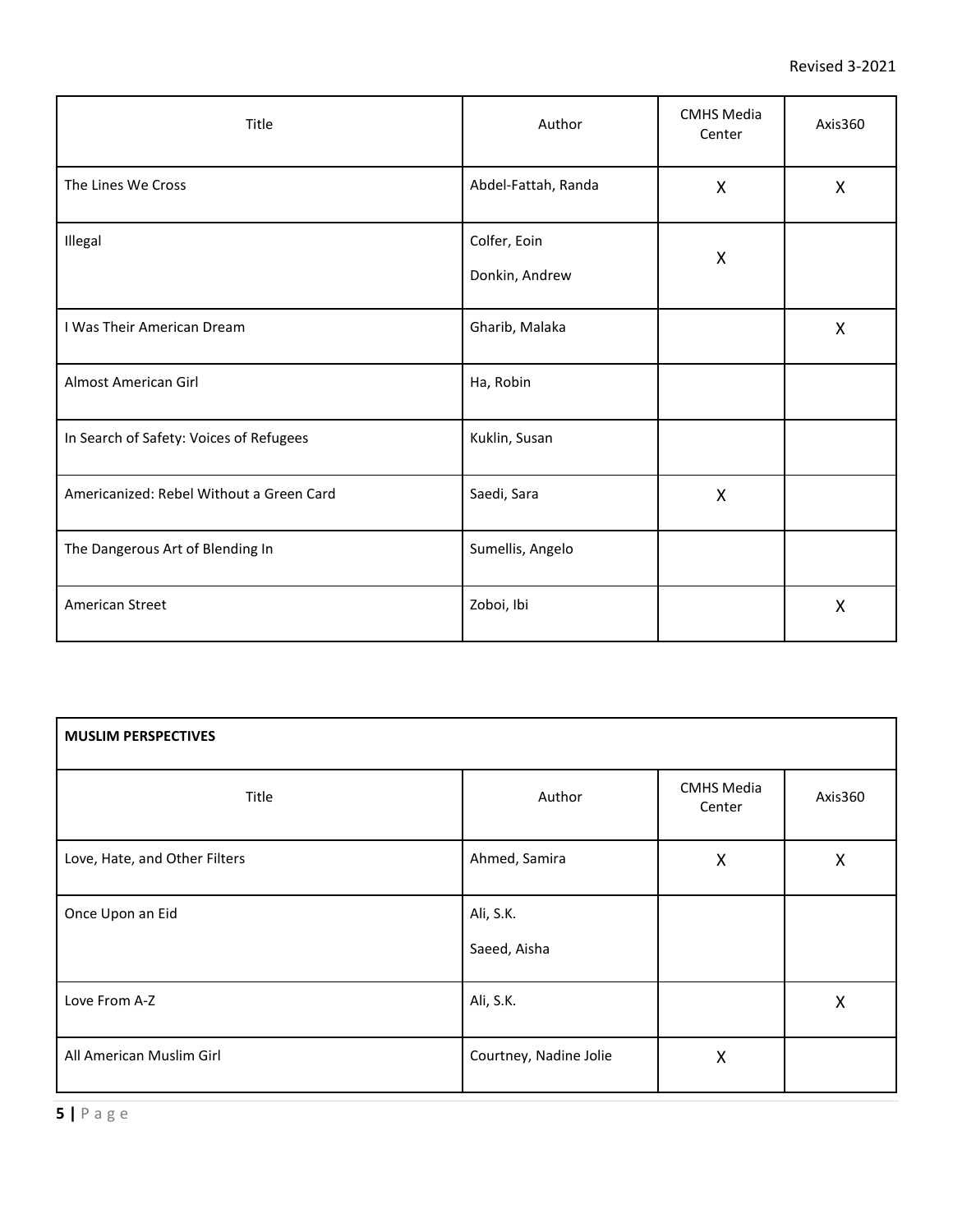| Title | Author | CMHS Media Center | Axis360 |
|---|---|---|---|
| The Lines We Cross | Abdel-Fattah, Randa | X | X |
| Illegal | Colfer, Eoin<br>Donkin, Andrew | X | |
| I Was Their American Dream | Gharib, Malaka | | X |
| Almost American Girl | Ha, Robin | | |
| In Search of Safety: Voices of Refugees | Kuklin, Susan | | |
| Americanized: Rebel Without a Green Card | Saedi, Sara | X | |
| The Dangerous Art of Blending In | Sumellis, Angelo | | |
| American Street | Zoboi, Ibi | | X |

| **MUSLIM PERSPECTIVES** | | | |
|---|---|---|---|
| Title | Author | CMHS Media Center | Axis360 |
| Love, Hate, and Other Filters | Ahmed, Samira | X | X |
| Once Upon an Eid | Ali, S.K.<br>Saeed, Aisha | | |
| Love From A-Z | Ali, S.K. | | X |
| All American Muslim Girl | Courtney, Nadine Jolie | X | |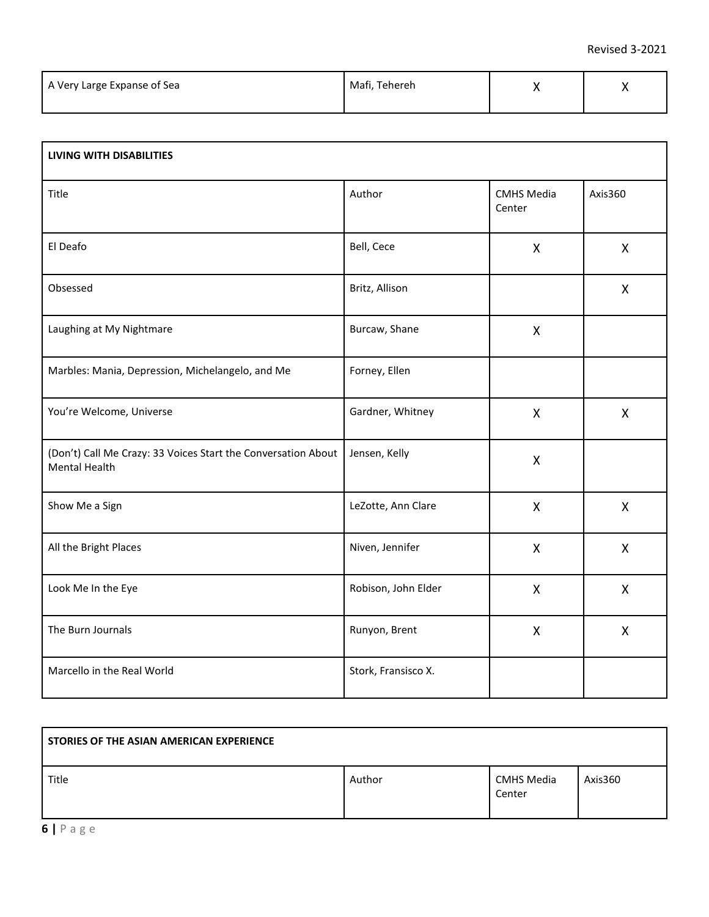| A Very Large Expanse of Sea | Mafi, Tehereh | X | X |
|---|---|---|---|

| LIVING WITH DISABILITIES | | | |
|---|---|---|---|
| Title | Author | CMHS Media Center | Axis360 |
| El Deafo | Bell, Cece | X | X |
| Obsessed | Britz, Allison | | X |
| Laughing at My Nightmare | Burcaw, Shane | X | |
| Marbles: Mania, Depression, Michelangelo, and Me | Forney, Ellen | | |
| You're Welcome, Universe | Gardner, Whitney | X | X |
| (Don't) Call Me Crazy: 33 Voices Start the Conversation About Mental Health | Jensen, Kelly | X | |
| Show Me a Sign | LeZotte, Ann Clare | X | X |
| All the Bright Places | Niven, Jennifer | X | X |
| Look Me In the Eye | Robison, John Elder | X | X |
| The Burn Journals | Runyon, Brent | X | X |
| Marcello in the Real World | Stork, Fransisco X. | | |

| STORIES OF THE ASIAN AMERICAN EXPERIENCE | | | |
|---|---|---|---|
| Title | Author | CMHS Media Center | Axis360 |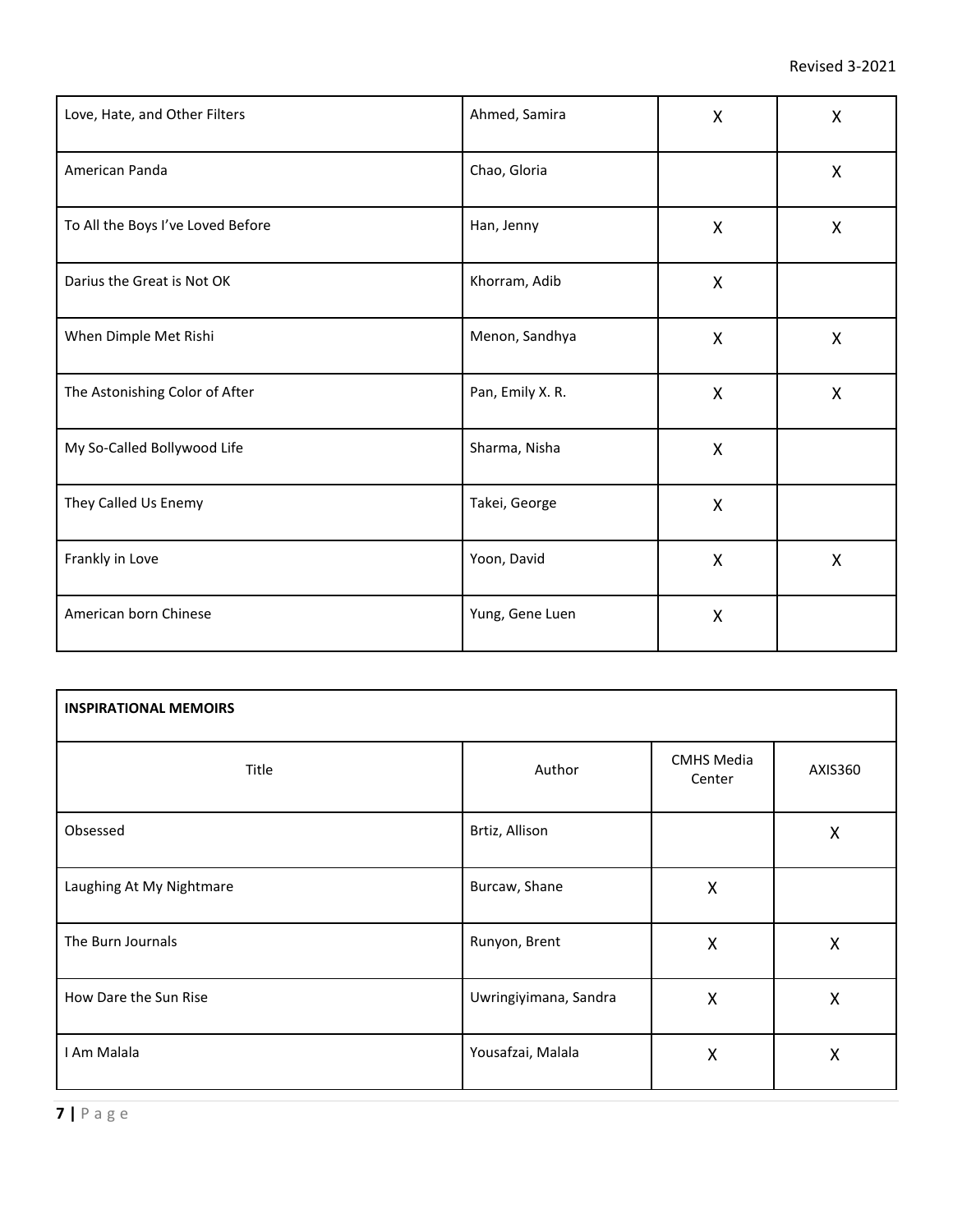| | | | |
|---|---|---|---|
| Love, Hate, and Other Filters | Ahmed, Samira | X | X |
| American Panda | Chao, Gloria | | X |
| To All the Boys I've Loved Before | Han, Jenny | X | X |
| Darius the Great is Not OK | Khorram, Adib | X | |
| When Dimple Met Rishi | Menon, Sandhya | X | X |
| The Astonishing Color of After | Pan, Emily X. R. | X | X |
| My So-Called Bollywood Life | Sharma, Nisha | X | |
| They Called Us Enemy | Takei, George | X | |
| Frankly in Love | Yoon, David | X | X |
| American born Chinese | Yung, Gene Luen | X | |

| **INSPIRATIONAL MEMOIRS** | | | |
|---|---|---|---|
| Title | Author | CMHS Media Center | AXIS360 |
| Obsessed | Brtiz, Allison | | X |
| Laughing At My Nightmare | Burcaw, Shane | X | |
| The Burn Journals | Runyon, Brent | X | X |
| How Dare the Sun Rise | Uwringiyimana, Sandra | X | X |
| I Am Malala | Yousafzai, Malala | X | X |